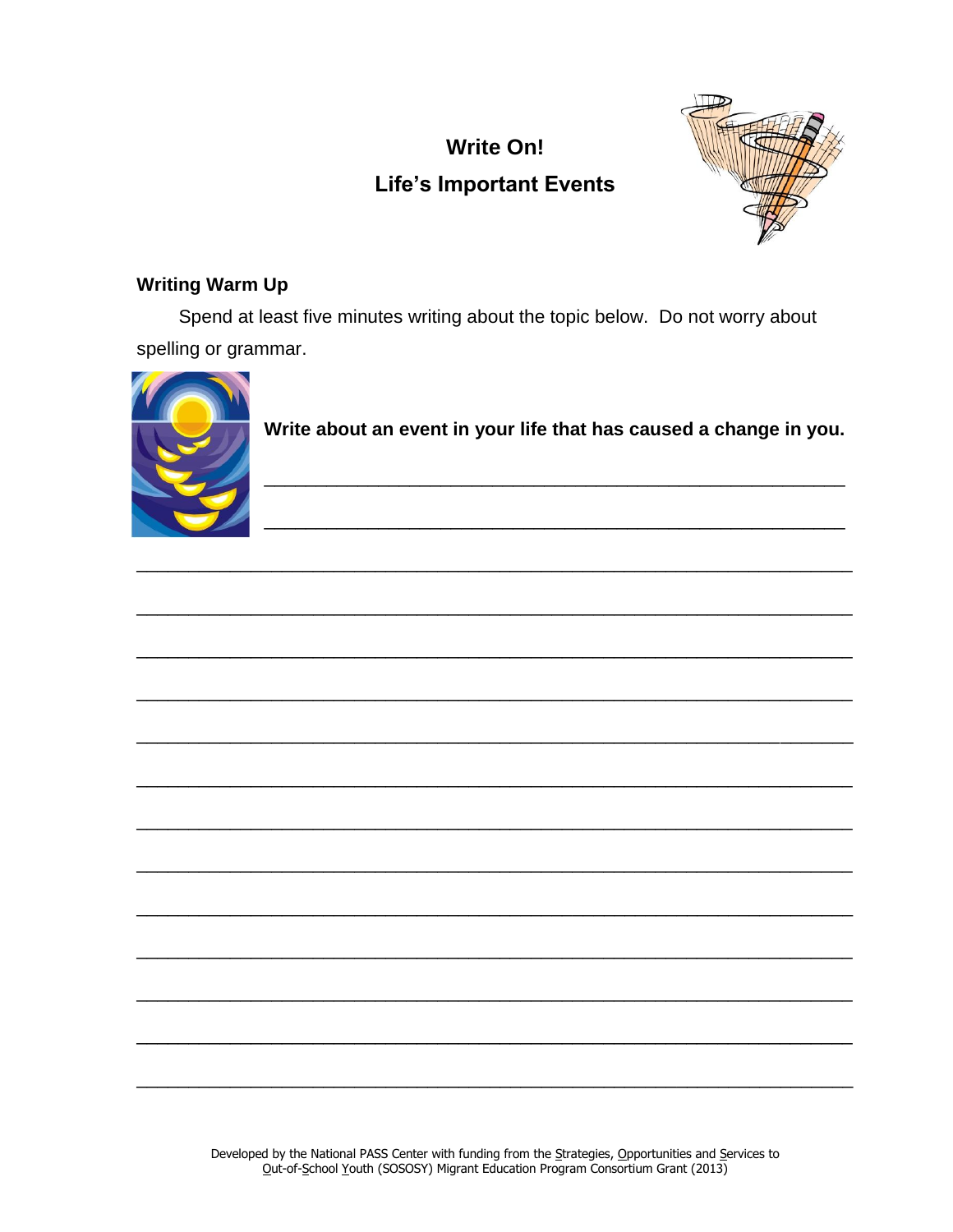# Write On!

## Life's Important Events

### Writing Warm Up

Spend at least five minutes writing about the topic below. Do not worry about spelling or grammar.

**Write about an event in your life that has caused a change in you.**

_______________________________________________________________

_______________________________________________________________

_______________________________________________________________

_______________________________________________________________

_______________________________________________________________

_______________________________________________________________

_______________________________________________________________

_______________________________________________________________

_______________________________________________________________

_______________________________________________________________

_______________________________________________________________

_______________________________________________________________

_______________________________________________________________

_______________________________________________________________

_______________________________________________________________

Developed by the National PASS Center with funding from the Strategies, Opportunities and Services to Out-of-School Youth (SOSOSY) Migrant Education Program Consortium Grant (2013)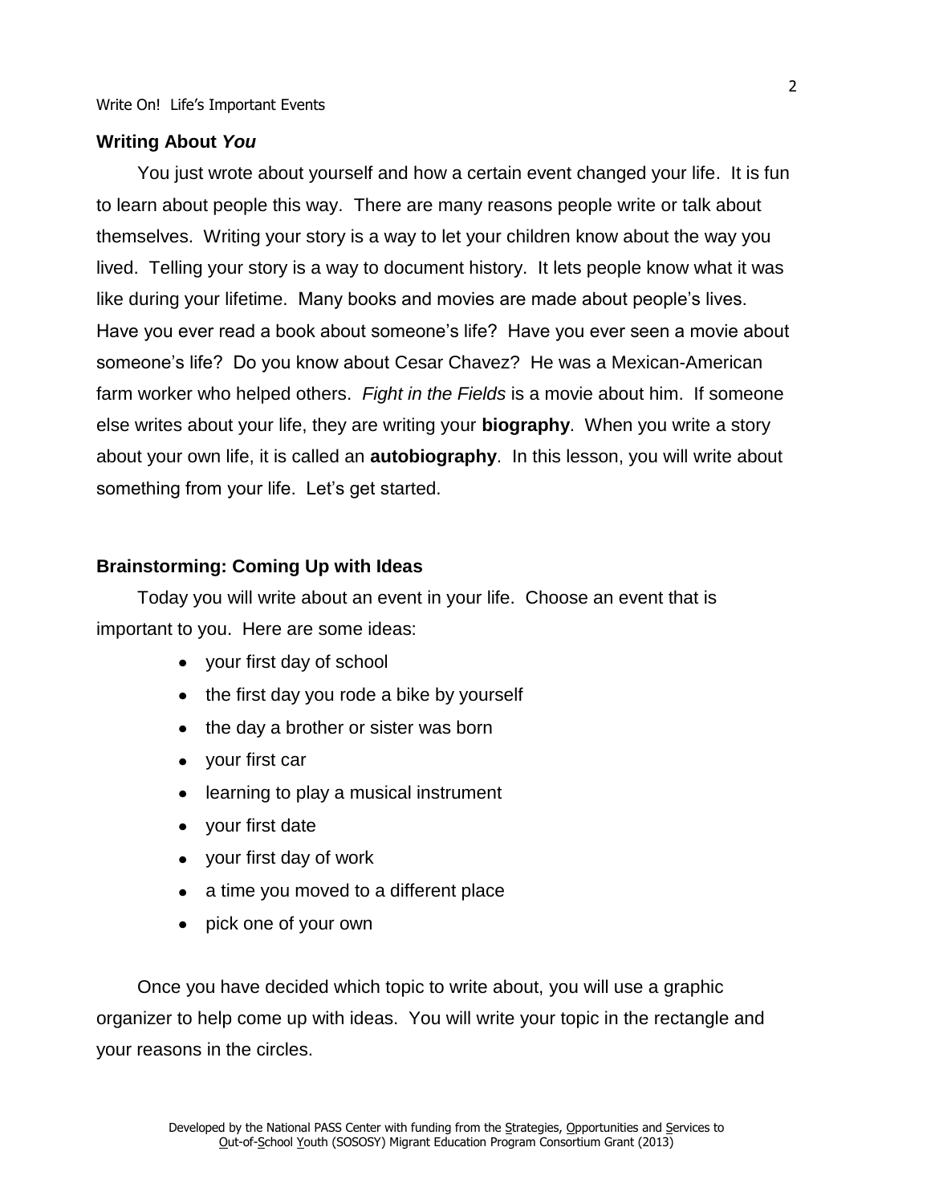## Writing About *You*

You just wrote about yourself and how a certain event changed your life. It is fun to learn about people this way. There are many reasons people write or talk about themselves. Writing your story is a way to let your children know about the way you lived. Telling your story is a way to document history. It lets people know what it was like during your lifetime. Many books and movies are made about people's lives. Have you ever read a book about someone's life? Have you ever seen a movie about someone's life? Do you know about Cesar Chavez? He was a Mexican-American farm worker who helped others. *Fight in the Fields* is a movie about him. If someone else writes about your life, they are writing your **biography**. When you write a story about your own life, it is called an **autobiography**. In this lesson, you will write about something from your life. Let's get started.

## Brainstorming: Coming Up with Ideas

Today you will write about an event in your life. Choose an event that is important to you. Here are some ideas:

- your first day of school
- the first day you rode a bike by yourself
- the day a brother or sister was born
- your first car
- learning to play a musical instrument
- your first date
- your first day of work
- a time you moved to a different place
- pick one of your own

Once you have decided which topic to write about, you will use a graphic organizer to help come up with ideas. You will write your topic in the rectangle and your reasons in the circles.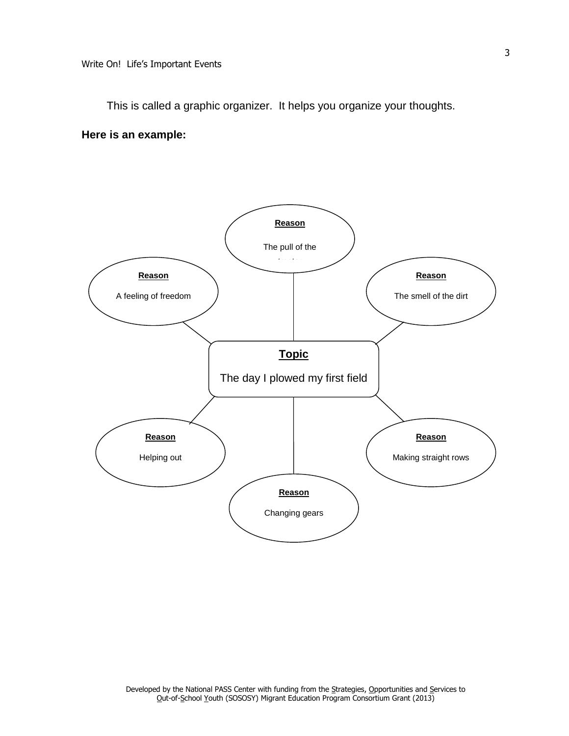This is called a graphic organizer. It helps you organize your thoughts.

**Here is an example:**

**Topic**

The day I plowed my first field

**Reason**

The pull of the tractor

**Reason**

A feeling of freedom

**Reason**

The smell of the dirt

**Reason**

Helping out

**Reason**

Making straight rows

**Reason**

Changing gears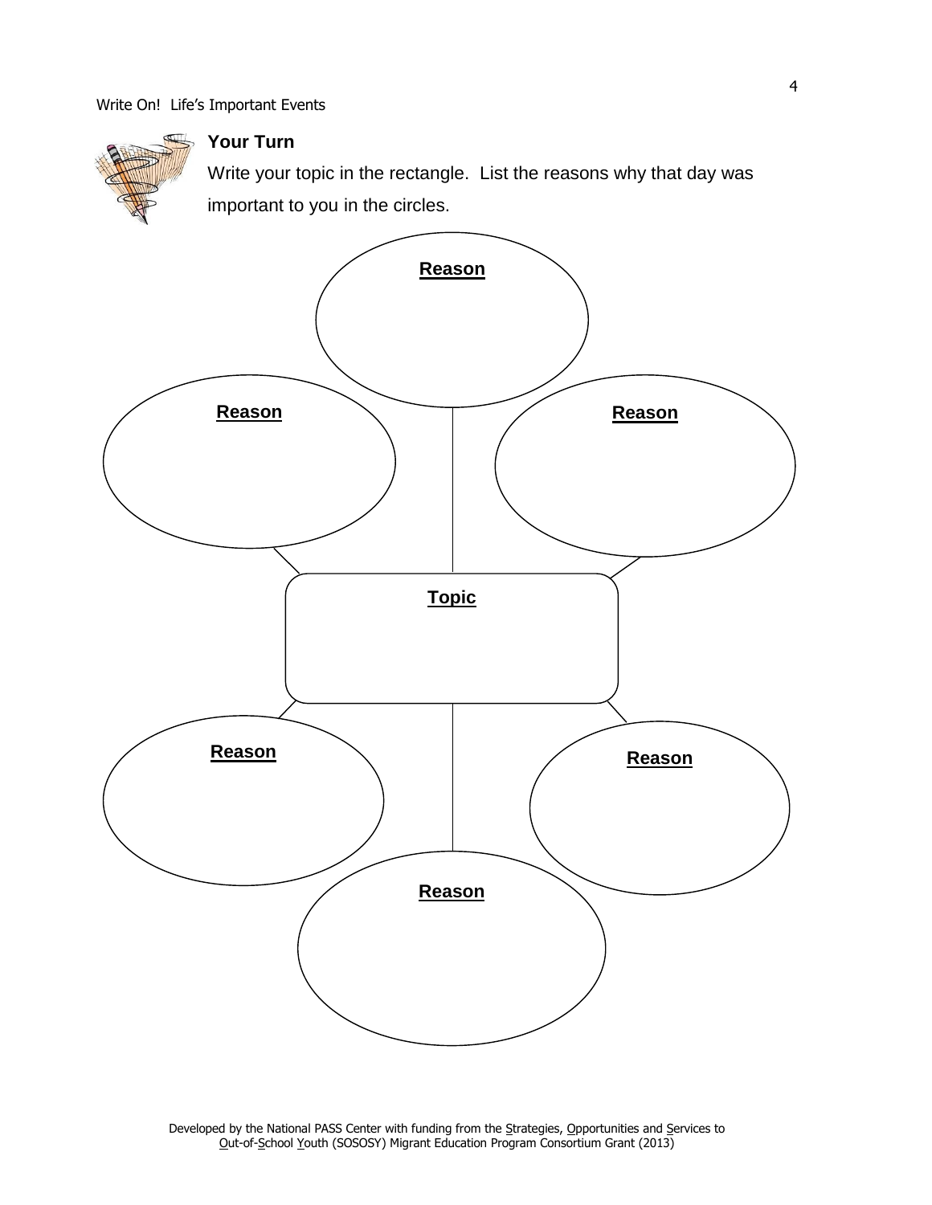### Your Turn

Write your topic in the rectangle. List the reasons why that day was important to you in the circles.

**Reason**

**Reason**

**Reason**

**Topic**

**Reason**

**Reason**

**Reason**

Developed by the National PASS Center with funding from the Strategies, Opportunities and Services to Out-of-School Youth (SOSOSY) Migrant Education Program Consortium Grant (2013)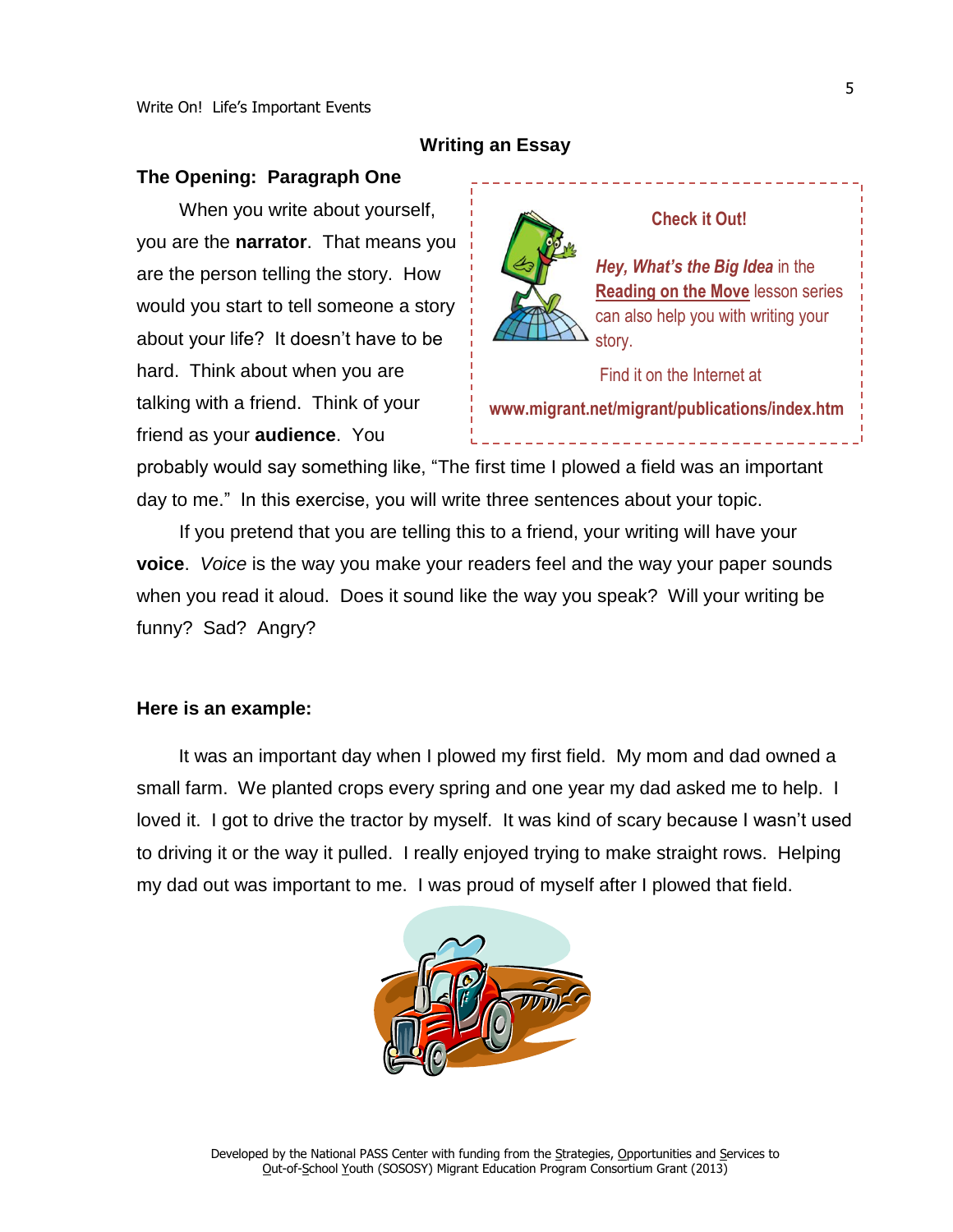## Writing an Essay

### The Opening: Paragraph One

When you write about yourself, you are the **narrator**. That means you are the person telling the story. How would you start to tell someone a story about your life? It doesn't have to be hard. Think about when you are talking with a friend. Think of your friend as your **audience**. You probably would say something like, "The first time I plowed a field was an important day to me." In this exercise, you will write three sentences about your topic.

> **Check it Out!**
>
> ***Hey, What's the Big Idea*** in the **Reading on the Move** lesson series can also help you with writing your story.
>
> Find it on the Internet at
>
> **www.migrant.net/migrant/publications/index.htm**

If you pretend that you are telling this to a friend, your writing will have your **voice**. *Voice* is the way you make your readers feel and the way your paper sounds when you read it aloud. Does it sound like the way you speak? Will your writing be funny? Sad? Angry?

**Here is an example:**

It was an important day when I plowed my first field. My mom and dad owned a small farm. We planted crops every spring and one year my dad asked me to help. I loved it. I got to drive the tractor by myself. It was kind of scary because I wasn't used to driving it or the way it pulled. I really enjoyed trying to make straight rows. Helping my dad out was important to me. I was proud of myself after I plowed that field.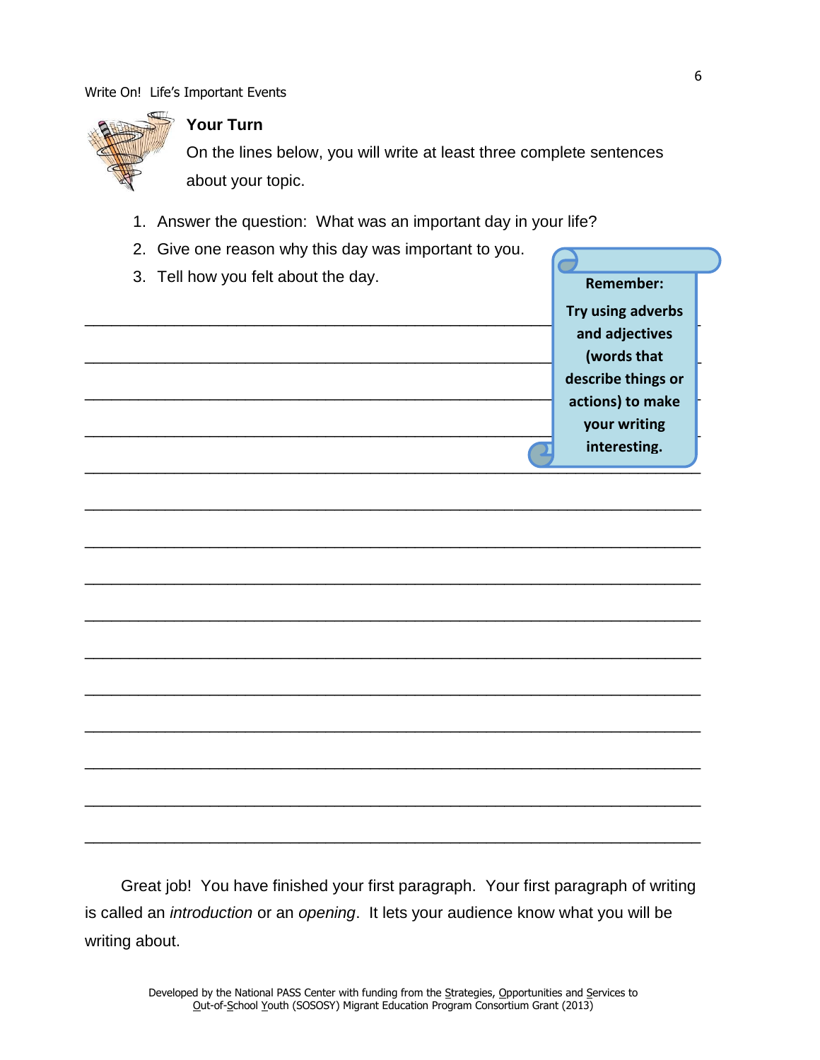## Your Turn

On the lines below, you will write at least three complete sentences about your topic.

1. Answer the question: What was an important day in your life?
2. Give one reason why this day was important to you.
3. Tell how you felt about the day.

**Remember: Try using adverbs and adjectives (words that describe things or actions) to make your writing interesting.**

\_\_\_\_\_\_\_\_\_\_\_\_\_\_\_\_\_\_\_\_\_\_\_\_\_\_\_\_\_\_\_\_\_\_\_\_\_\_\_\_\_\_\_\_\_\_\_\_\_\_\_\_\_\_\_\_\_\_\_\_\_\_\_\_\_\_\_\_\_\_\_\_

\_\_\_\_\_\_\_\_\_\_\_\_\_\_\_\_\_\_\_\_\_\_\_\_\_\_\_\_\_\_\_\_\_\_\_\_\_\_\_\_\_\_\_\_\_\_\_\_\_\_\_\_\_\_\_\_\_\_\_\_\_\_\_\_\_\_\_\_\_\_\_\_

\_\_\_\_\_\_\_\_\_\_\_\_\_\_\_\_\_\_\_\_\_\_\_\_\_\_\_\_\_\_\_\_\_\_\_\_\_\_\_\_\_\_\_\_\_\_\_\_\_\_\_\_\_\_\_\_\_\_\_\_\_\_\_\_\_\_\_\_\_\_\_\_

\_\_\_\_\_\_\_\_\_\_\_\_\_\_\_\_\_\_\_\_\_\_\_\_\_\_\_\_\_\_\_\_\_\_\_\_\_\_\_\_\_\_\_\_\_\_\_\_\_\_\_\_\_\_\_\_\_\_\_\_\_\_\_\_\_\_\_\_\_\_\_\_

\_\_\_\_\_\_\_\_\_\_\_\_\_\_\_\_\_\_\_\_\_\_\_\_\_\_\_\_\_\_\_\_\_\_\_\_\_\_\_\_\_\_\_\_\_\_\_\_\_\_\_\_\_\_\_\_\_\_\_\_\_\_\_\_\_\_\_\_\_\_\_\_

\_\_\_\_\_\_\_\_\_\_\_\_\_\_\_\_\_\_\_\_\_\_\_\_\_\_\_\_\_\_\_\_\_\_\_\_\_\_\_\_\_\_\_\_\_\_\_\_\_\_\_\_\_\_\_\_\_\_\_\_\_\_\_\_\_\_\_\_\_\_\_\_

\_\_\_\_\_\_\_\_\_\_\_\_\_\_\_\_\_\_\_\_\_\_\_\_\_\_\_\_\_\_\_\_\_\_\_\_\_\_\_\_\_\_\_\_\_\_\_\_\_\_\_\_\_\_\_\_\_\_\_\_\_\_\_\_\_\_\_\_\_\_\_\_

\_\_\_\_\_\_\_\_\_\_\_\_\_\_\_\_\_\_\_\_\_\_\_\_\_\_\_\_\_\_\_\_\_\_\_\_\_\_\_\_\_\_\_\_\_\_\_\_\_\_\_\_\_\_\_\_\_\_\_\_\_\_\_\_\_\_\_\_\_\_\_\_

\_\_\_\_\_\_\_\_\_\_\_\_\_\_\_\_\_\_\_\_\_\_\_\_\_\_\_\_\_\_\_\_\_\_\_\_\_\_\_\_\_\_\_\_\_\_\_\_\_\_\_\_\_\_\_\_\_\_\_\_\_\_\_\_\_\_\_\_\_\_\_\_

\_\_\_\_\_\_\_\_\_\_\_\_\_\_\_\_\_\_\_\_\_\_\_\_\_\_\_\_\_\_\_\_\_\_\_\_\_\_\_\_\_\_\_\_\_\_\_\_\_\_\_\_\_\_\_\_\_\_\_\_\_\_\_\_\_\_\_\_\_\_\_\_

\_\_\_\_\_\_\_\_\_\_\_\_\_\_\_\_\_\_\_\_\_\_\_\_\_\_\_\_\_\_\_\_\_\_\_\_\_\_\_\_\_\_\_\_\_\_\_\_\_\_\_\_\_\_\_\_\_\_\_\_\_\_\_\_\_\_\_\_\_\_\_\_

\_\_\_\_\_\_\_\_\_\_\_\_\_\_\_\_\_\_\_\_\_\_\_\_\_\_\_\_\_\_\_\_\_\_\_\_\_\_\_\_\_\_\_\_\_\_\_\_\_\_\_\_\_\_\_\_\_\_\_\_\_\_\_\_\_\_\_\_\_\_\_\_

\_\_\_\_\_\_\_\_\_\_\_\_\_\_\_\_\_\_\_\_\_\_\_\_\_\_\_\_\_\_\_\_\_\_\_\_\_\_\_\_\_\_\_\_\_\_\_\_\_\_\_\_\_\_\_\_\_\_\_\_\_\_\_\_\_\_\_\_\_\_\_\_

\_\_\_\_\_\_\_\_\_\_\_\_\_\_\_\_\_\_\_\_\_\_\_\_\_\_\_\_\_\_\_\_\_\_\_\_\_\_\_\_\_\_\_\_\_\_\_\_\_\_\_\_\_\_\_\_\_\_\_\_\_\_\_\_\_\_\_\_\_\_\_\_

\_\_\_\_\_\_\_\_\_\_\_\_\_\_\_\_\_\_\_\_\_\_\_\_\_\_\_\_\_\_\_\_\_\_\_\_\_\_\_\_\_\_\_\_\_\_\_\_\_\_\_\_\_\_\_\_\_\_\_\_\_\_\_\_\_\_\_\_\_\_\_\_

Great job! You have finished your first paragraph. Your first paragraph of writing is called an *introduction* or an *opening*. It lets your audience know what you will be writing about.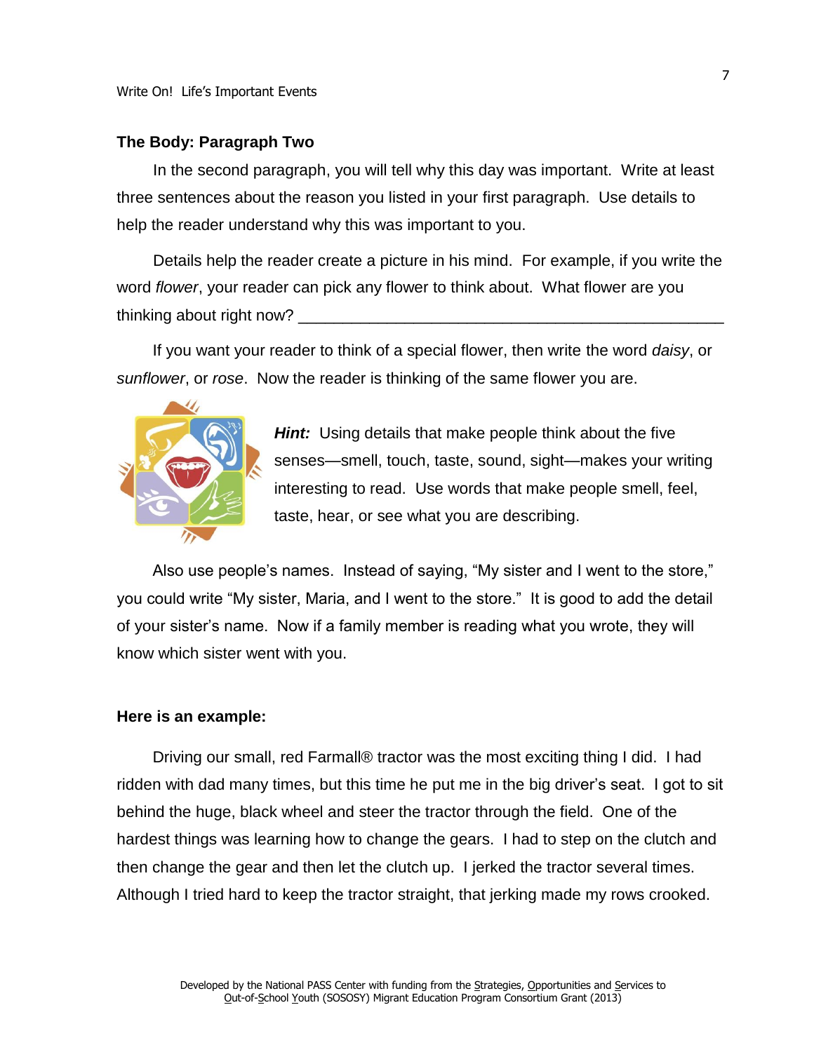## The Body: Paragraph Two

In the second paragraph, you will tell why this day was important. Write at least three sentences about the reason you listed in your first paragraph. Use details to help the reader understand why this was important to you.

Details help the reader create a picture in his mind. For example, if you write the word *flower*, your reader can pick any flower to think about. What flower are you thinking about right now? ________________________________________________

If you want your reader to think of a special flower, then write the word *daisy*, or *sunflower*, or *rose*. Now the reader is thinking of the same flower you are.

***Hint:*** Using details that make people think about the five senses—smell, touch, taste, sound, sight—makes your writing interesting to read. Use words that make people smell, feel, taste, hear, or see what you are describing.

Also use people's names. Instead of saying, "My sister and I went to the store," you could write "My sister, Maria, and I went to the store." It is good to add the detail of your sister's name. Now if a family member is reading what you wrote, they will know which sister went with you.

**Here is an example:**

Driving our small, red Farmall® tractor was the most exciting thing I did. I had ridden with dad many times, but this time he put me in the big driver's seat. I got to sit behind the huge, black wheel and steer the tractor through the field. One of the hardest things was learning how to change the gears. I had to step on the clutch and then change the gear and then let the clutch up. I jerked the tractor several times. Although I tried hard to keep the tractor straight, that jerking made my rows crooked.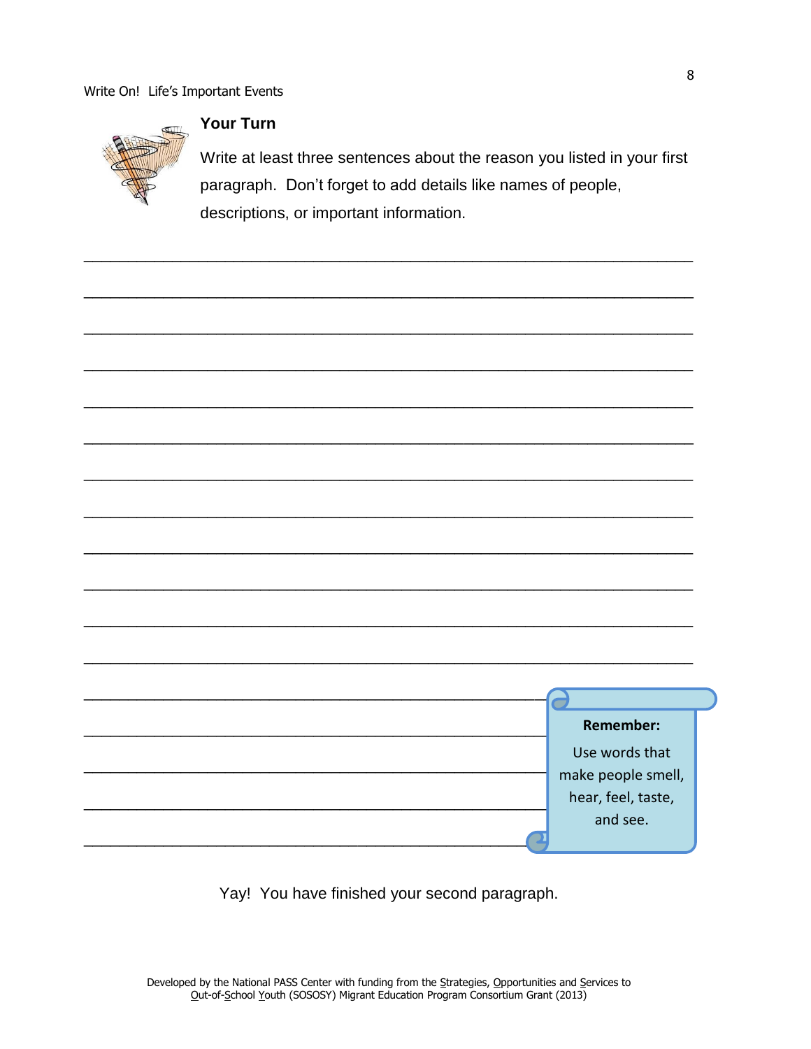## Your Turn

Write at least three sentences about the reason you listed in your first paragraph. Don't forget to add details like names of people, descriptions, or important information.

______________________________________________________________________

______________________________________________________________________

______________________________________________________________________

______________________________________________________________________

______________________________________________________________________

______________________________________________________________________

______________________________________________________________________

______________________________________________________________________

______________________________________________________________________

______________________________________________________________________

______________________________________________________________________

______________________________________________________________________

______________________________________________________

______________________________________________________

______________________________________________________

______________________________________________________

______________________________________________________

**Remember:**

Use words that make people smell, hear, feel, taste, and see.

Yay! You have finished your second paragraph.

Developed by the National PASS Center with funding from the Strategies, Opportunities and Services to Out-of-School Youth (SOSOSY) Migrant Education Program Consortium Grant (2013)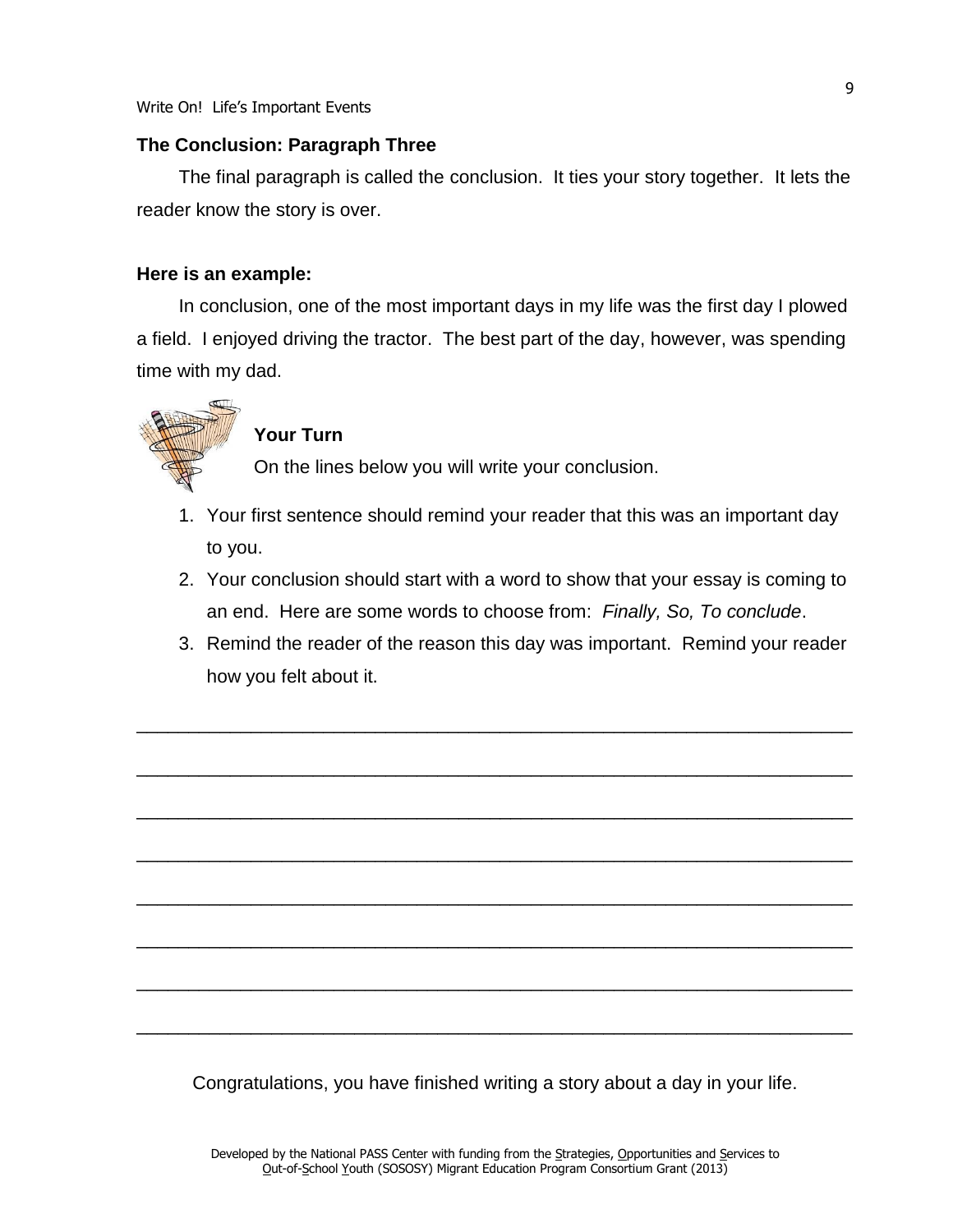## The Conclusion: Paragraph Three

The final paragraph is called the conclusion. It ties your story together. It lets the reader know the story is over.

**Here is an example:**

In conclusion, one of the most important days in my life was the first day I plowed a field. I enjoyed driving the tractor. The best part of the day, however, was spending time with my dad.

**Your Turn**

On the lines below you will write your conclusion.

1. Your first sentence should remind your reader that this was an important day to you.
2. Your conclusion should start with a word to show that your essay is coming to an end. Here are some words to choose from: *Finally, So, To conclude*.
3. Remind the reader of the reason this day was important. Remind your reader how you felt about it.

______________________________________________________________________

______________________________________________________________________

______________________________________________________________________

______________________________________________________________________

______________________________________________________________________

______________________________________________________________________

______________________________________________________________________

______________________________________________________________________

Congratulations, you have finished writing a story about a day in your life.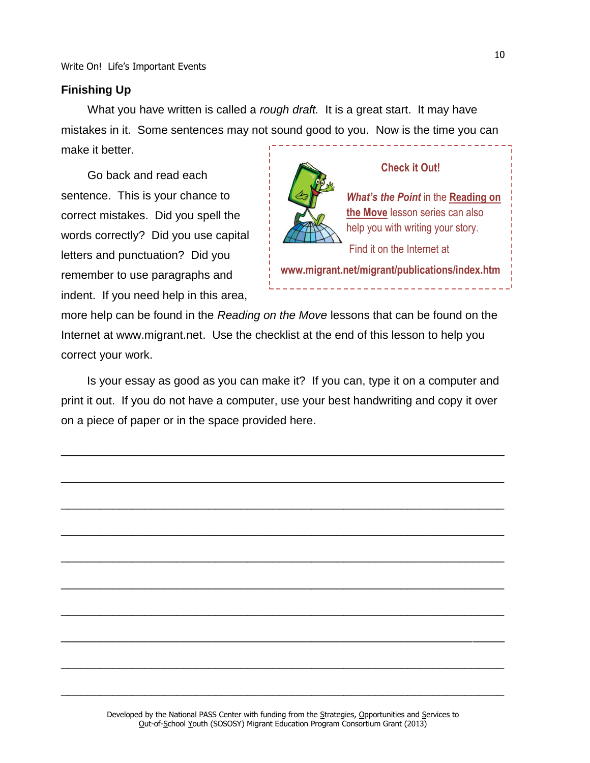## Finishing Up

What you have written is called a *rough draft.* It is a great start. It may have mistakes in it. Some sentences may not sound good to you. Now is the time you can make it better.

Go back and read each sentence. This is your chance to correct mistakes. Did you spell the words correctly? Did you use capital letters and punctuation? Did you remember to use paragraphs and indent. If you need help in this area, more help can be found in the *Reading on the Move* lessons that can be found on the Internet at www.migrant.net. Use the checklist at the end of this lesson to help you correct your work.

> **Check it Out!**
>
> ***What's the Point*** in the **Reading on the Move** lesson series can also help you with writing your story.
>
> Find it on the Internet at
>
> **www.migrant.net/migrant/publications/index.htm**

Is your essay as good as you can make it? If you can, type it on a computer and print it out. If you do not have a computer, use your best handwriting and copy it over on a piece of paper or in the space provided here.

______________________________________________________________________

______________________________________________________________________

______________________________________________________________________

______________________________________________________________________

______________________________________________________________________

______________________________________________________________________

______________________________________________________________________

______________________________________________________________________

______________________________________________________________________

______________________________________________________________________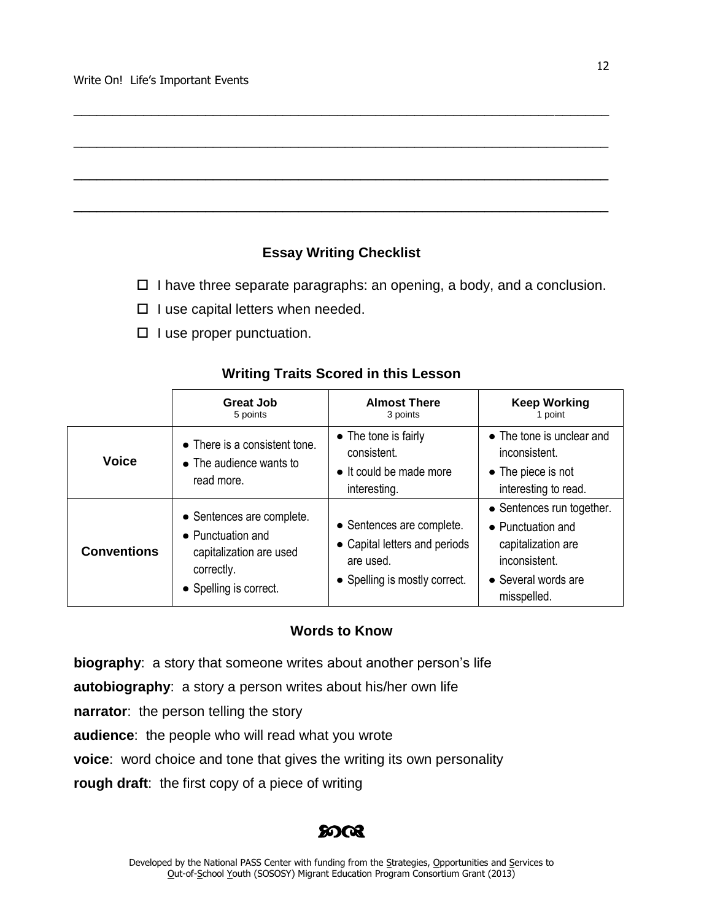________________________________________________________________________

________________________________________________________________________

________________________________________________________________________

________________________________________________________________________

### Essay Writing Checklist

- ☐ I have three separate paragraphs: an opening, a body, and a conclusion.
- ☐ I use capital letters when needed.
- ☐ I use proper punctuation.

### Writing Traits Scored in this Lesson

| | **Great Job** 5 points | **Almost There** 3 points | **Keep Working** 1 point |
|---|---|---|---|
| **Voice** | • There is a consistent tone. • The audience wants to read more. | • The tone is fairly consistent. • It could be made more interesting. | • The tone is unclear and inconsistent. • The piece is not interesting to read. |
| **Conventions** | • Sentences are complete. • Punctuation and capitalization are used correctly. • Spelling is correct. | • Sentences are complete. • Capital letters and periods are used. • Spelling is mostly correct. | • Sentences run together. • Punctuation and capitalization are inconsistent. • Several words are misspelled. |

### Words to Know

**biography**: a story that someone writes about another person's life

**autobiography**: a story a person writes about his/her own life

**narrator**: the person telling the story

**audience**: the people who will read what you wrote

**voice**: word choice and tone that gives the writing its own personality

**rough draft**: the first copy of a piece of writing

Developed by the National PASS Center with funding from the Strategies, Opportunities and Services to Out-of-School Youth (SOSOSY) Migrant Education Program Consortium Grant (2013)